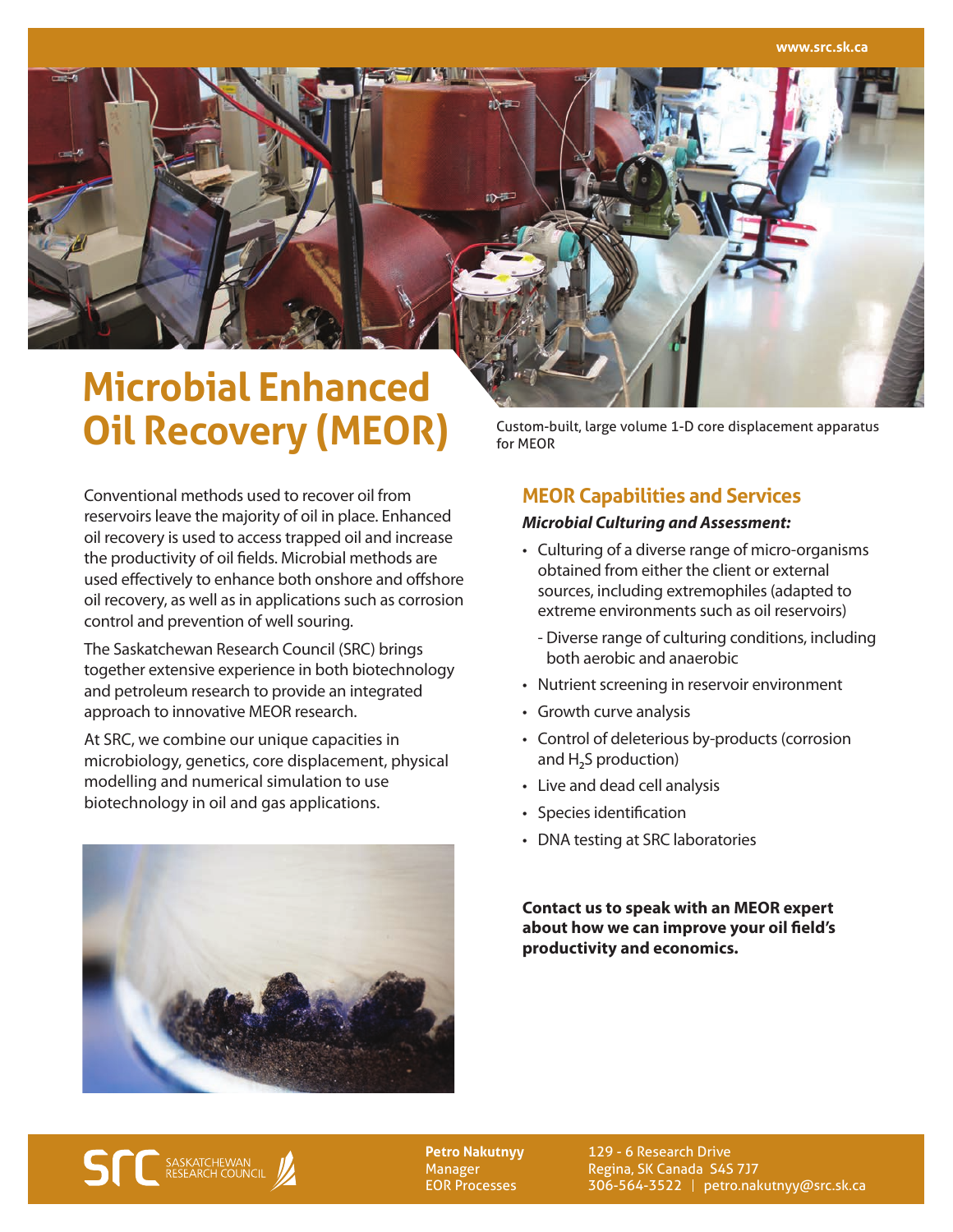# Microbial Enhanced Oil Recovery (MEOR)

Custom-built, large volume 1-D core displacement apparatus for MEOR

Conventional methods used to recover oil from reservoirs leave the majority of oil in place. Enhanced oil recovery is used to access trapped oil and increase the productivity of oil fields. Microbial methods are used effectively to enhance both onshore and offshore oil recovery, as well as in applications such as corrosion control and prevention of well souring.

The Saskatchewan Research Council (SRC) brings together extensive experience in both biotechnology and petroleum research to provide an integrated approach to innovative MEOR research.

At SRC, we combine our unique capacities in microbiology, genetics, core displacement, physical modelling and numerical simulation to use biotechnology in oil and gas applications.

## MEOR Capabilities and Services

***Microbial Culturing and Assessment:***

- Culturing of a diverse range of micro-organisms obtained from either the client or external sources, including extremophiles (adapted to extreme environments such as oil reservoirs)
  - Diverse range of culturing conditions, including both aerobic and anaerobic
- Nutrient screening in reservoir environment
- Growth curve analysis
- Control of deleterious by-products (corrosion and $H_2S$ production)
- Live and dead cell analysis
- Species identification
- DNA testing at SRC laboratories

**Contact us to speak with an MEOR expert about how we can improve your oil field's productivity and economics.**

SRC SASKATCHEWAN RESEARCH COUNCIL

**Petro Nakutnyy**
Manager
EOR Processes

129 - 6 Research Drive
Regina, SK Canada S4S 7J7
306-564-3522 | petro.nakutnyy@src.sk.ca

www.src.sk.ca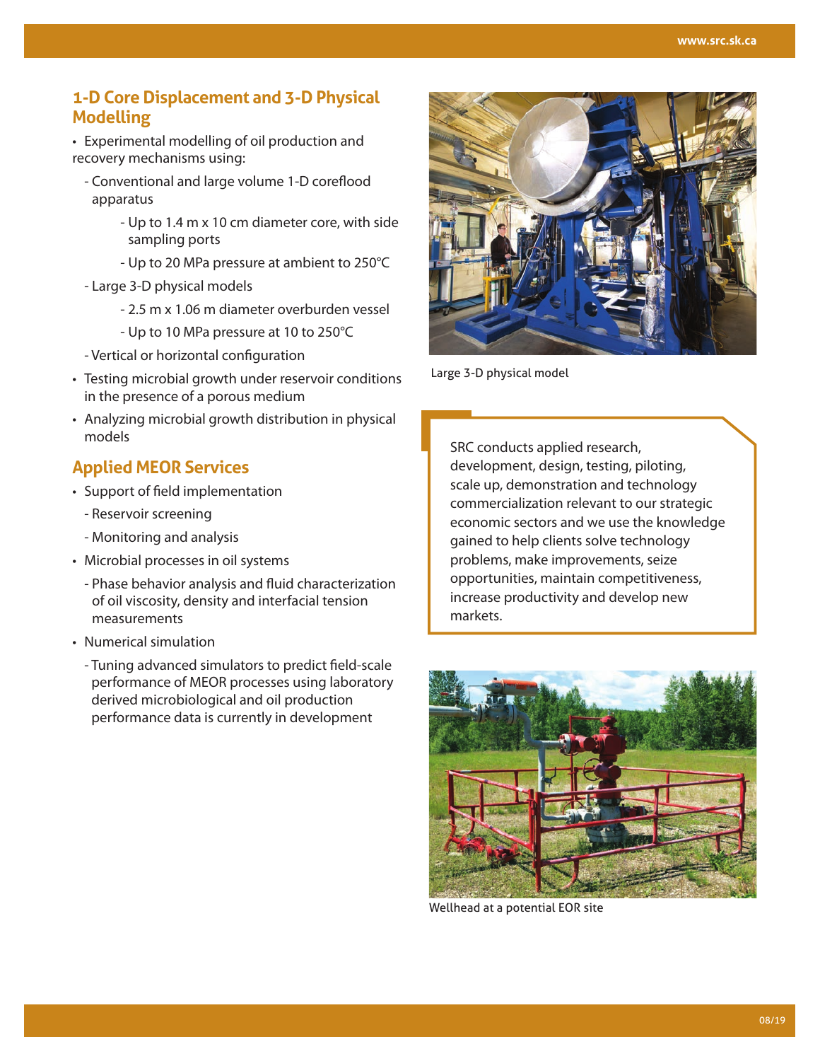## 1-D Core Displacement and 3-D Physical Modelling

- Experimental modelling of oil production and recovery mechanisms using:
  - Conventional and large volume 1-D coreflood apparatus
    - Up to 1.4 m x 10 cm diameter core, with side sampling ports
    - Up to 20 MPa pressure at ambient to 250°C
  - Large 3-D physical models
    - 2.5 m x 1.06 m diameter overburden vessel
    - Up to 10 MPa pressure at 10 to 250°C
  - Vertical or horizontal configuration
- Testing microbial growth under reservoir conditions in the presence of a porous medium
- Analyzing microbial growth distribution in physical models

## Applied MEOR Services

- Support of field implementation
  - Reservoir screening
  - Monitoring and analysis
- Microbial processes in oil systems
  - Phase behavior analysis and fluid characterization of oil viscosity, density and interfacial tension measurements
- Numerical simulation
  - Tuning advanced simulators to predict field-scale performance of MEOR processes using laboratory derived microbiological and oil production performance data is currently in development

Large 3-D physical model

SRC conducts applied research, development, design, testing, piloting, scale up, demonstration and technology commercialization relevant to our strategic economic sectors and we use the knowledge gained to help clients solve technology problems, make improvements, seize opportunities, maintain competitiveness, increase productivity and develop new markets.

Wellhead at a potential EOR site